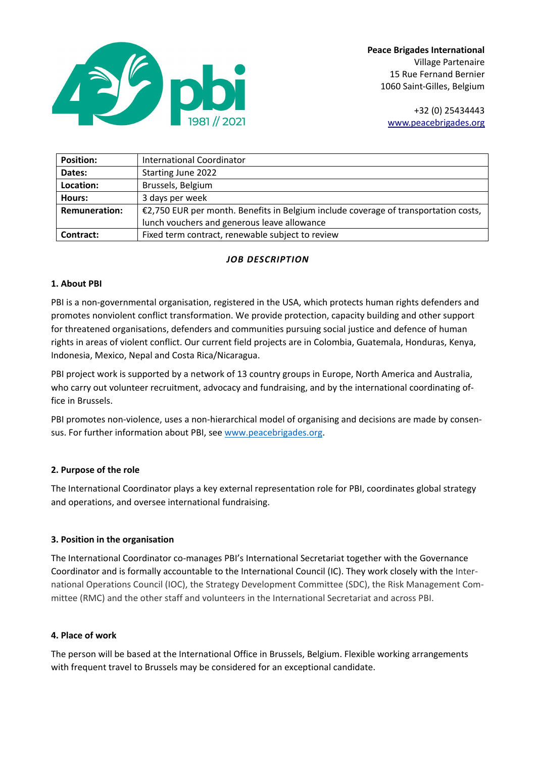**Peace Brigades International**
Village Partenaire
15 Rue Fernand Bernier
1060 Saint-Gilles, Belgium

+32 (0) 25434443
www.peacebrigades.org

| **Position:** | International Coordinator |
|---|---|
| **Dates:** | Starting June 2022 |
| **Location:** | Brussels, Belgium |
| **Hours:** | 3 days per week |
| **Remuneration:** | €2,750 EUR per month. Benefits in Belgium include coverage of transportation costs, lunch vouchers and generous leave allowance |
| **Contract:** | Fixed term contract, renewable subject to review |

***JOB DESCRIPTION***

## 1. About PBI

PBI is a non-governmental organisation, registered in the USA, which protects human rights defenders and promotes nonviolent conflict transformation. We provide protection, capacity building and other support for threatened organisations, defenders and communities pursuing social justice and defence of human rights in areas of violent conflict. Our current field projects are in Colombia, Guatemala, Honduras, Kenya, Indonesia, Mexico, Nepal and Costa Rica/Nicaragua.

PBI project work is supported by a network of 13 country groups in Europe, North America and Australia, who carry out volunteer recruitment, advocacy and fundraising, and by the international coordinating office in Brussels.

PBI promotes non-violence, uses a non-hierarchical model of organising and decisions are made by consensus. For further information about PBI, see www.peacebrigades.org.

## 2. Purpose of the role

The International Coordinator plays a key external representation role for PBI, coordinates global strategy and operations, and oversee international fundraising.

## 3. Position in the organisation

The International Coordinator co-manages PBI's International Secretariat together with the Governance Coordinator and is formally accountable to the International Council (IC). They work closely with the International Operations Council (IOC), the Strategy Development Committee (SDC), the Risk Management Committee (RMC) and the other staff and volunteers in the International Secretariat and across PBI.

## 4. Place of work

The person will be based at the International Office in Brussels, Belgium. Flexible working arrangements with frequent travel to Brussels may be considered for an exceptional candidate.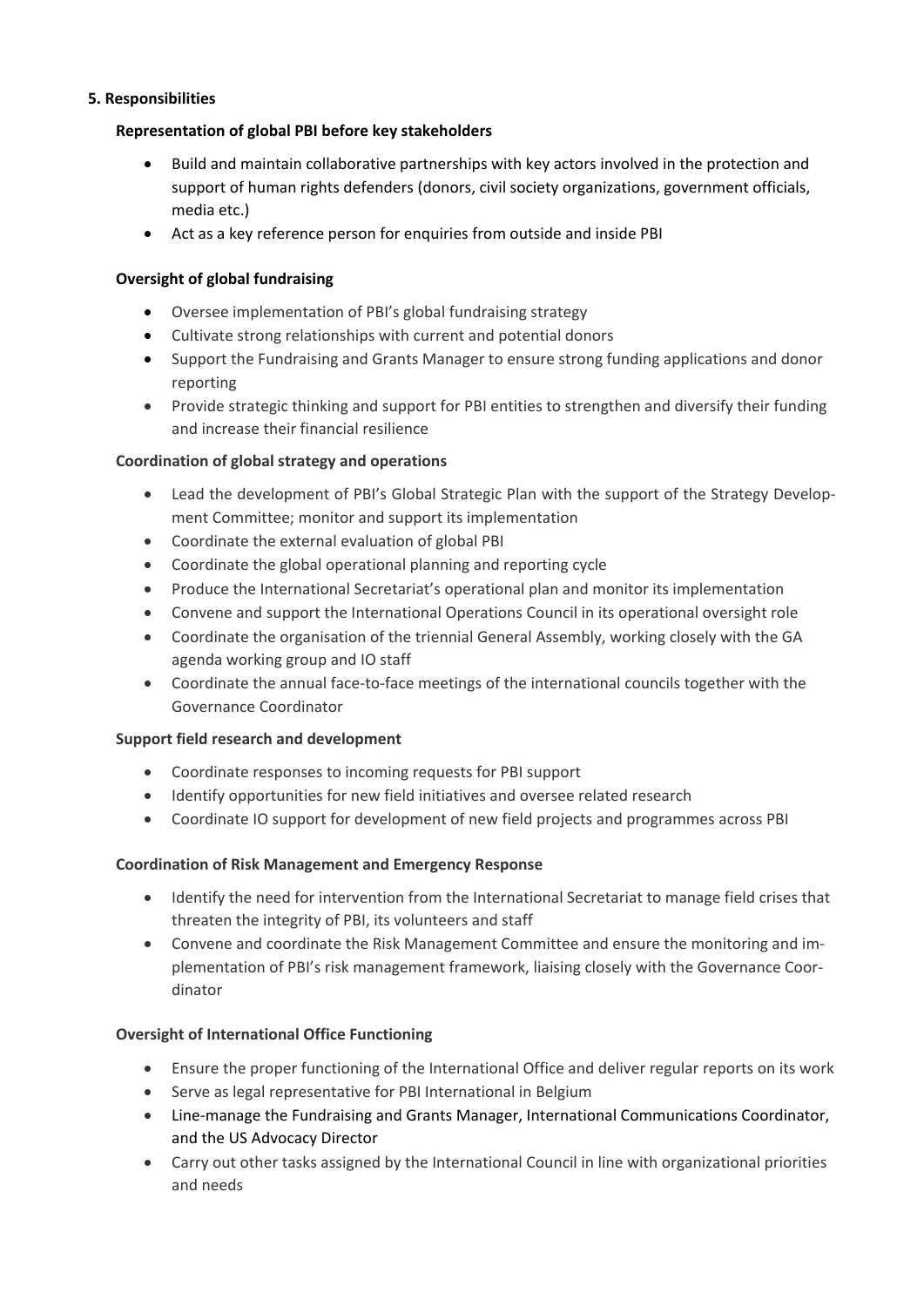### 5. Responsibilities

#### Representation of global PBI before key stakeholders

- Build and maintain collaborative partnerships with key actors involved in the protection and support of human rights defenders (donors, civil society organizations, government officials, media etc.)
- Act as a key reference person for enquiries from outside and inside PBI

#### Oversight of global fundraising

- Oversee implementation of PBI's global fundraising strategy
- Cultivate strong relationships with current and potential donors
- Support the Fundraising and Grants Manager to ensure strong funding applications and donor reporting
- Provide strategic thinking and support for PBI entities to strengthen and diversify their funding and increase their financial resilience

#### Coordination of global strategy and operations

- Lead the development of PBI's Global Strategic Plan with the support of the Strategy Development Committee; monitor and support its implementation
- Coordinate the external evaluation of global PBI
- Coordinate the global operational planning and reporting cycle
- Produce the International Secretariat's operational plan and monitor its implementation
- Convene and support the International Operations Council in its operational oversight role
- Coordinate the organisation of the triennial General Assembly, working closely with the GA agenda working group and IO staff
- Coordinate the annual face-to-face meetings of the international councils together with the Governance Coordinator

#### Support field research and development

- Coordinate responses to incoming requests for PBI support
- Identify opportunities for new field initiatives and oversee related research
- Coordinate IO support for development of new field projects and programmes across PBI

#### Coordination of Risk Management and Emergency Response

- Identify the need for intervention from the International Secretariat to manage field crises that threaten the integrity of PBI, its volunteers and staff
- Convene and coordinate the Risk Management Committee and ensure the monitoring and implementation of PBI's risk management framework, liaising closely with the Governance Coordinator

#### Oversight of International Office Functioning

- Ensure the proper functioning of the International Office and deliver regular reports on its work
- Serve as legal representative for PBI International in Belgium
- Line-manage the Fundraising and Grants Manager, International Communications Coordinator, and the US Advocacy Director
- Carry out other tasks assigned by the International Council in line with organizational priorities and needs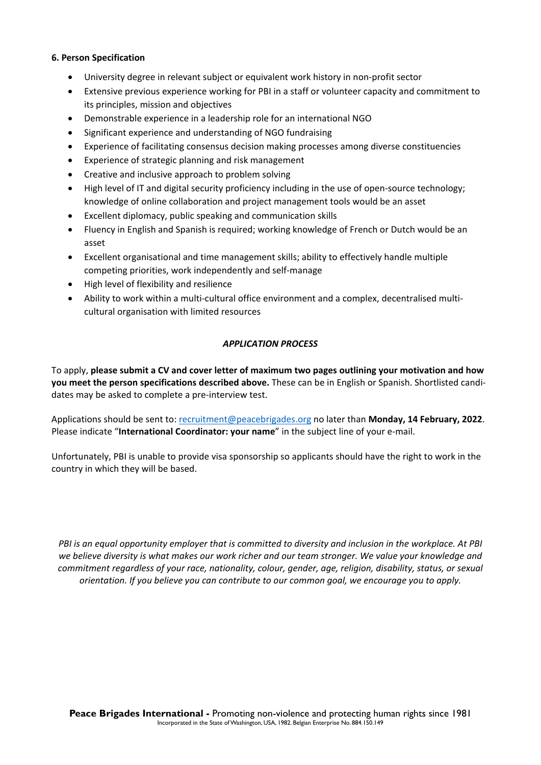**6. Person Specification**

- University degree in relevant subject or equivalent work history in non-profit sector
- Extensive previous experience working for PBI in a staff or volunteer capacity and commitment to its principles, mission and objectives
- Demonstrable experience in a leadership role for an international NGO
- Significant experience and understanding of NGO fundraising
- Experience of facilitating consensus decision making processes among diverse constituencies
- Experience of strategic planning and risk management
- Creative and inclusive approach to problem solving
- High level of IT and digital security proficiency including in the use of open-source technology; knowledge of online collaboration and project management tools would be an asset
- Excellent diplomacy, public speaking and communication skills
- Fluency in English and Spanish is required; working knowledge of French or Dutch would be an asset
- Excellent organisational and time management skills; ability to effectively handle multiple competing priorities, work independently and self-manage
- High level of flexibility and resilience
- Ability to work within a multi-cultural office environment and a complex, decentralised multi-cultural organisation with limited resources

***APPLICATION PROCESS***

To apply, **please submit a CV and cover letter of maximum two pages outlining your motivation and how you meet the person specifications described above.** These can be in English or Spanish. Shortlisted candidates may be asked to complete a pre-interview test.

Applications should be sent to: recruitment@peacebrigades.org no later than **Monday, 14 February, 2022**. Please indicate "**International Coordinator: your name**" in the subject line of your e-mail.

Unfortunately, PBI is unable to provide visa sponsorship so applicants should have the right to work in the country in which they will be based.

*PBI is an equal opportunity employer that is committed to diversity and inclusion in the workplace. At PBI we believe diversity is what makes our work richer and our team stronger. We value your knowledge and commitment regardless of your race, nationality, colour, gender, age, religion, disability, status, or sexual orientation. If you believe you can contribute to our common goal, we encourage you to apply.*